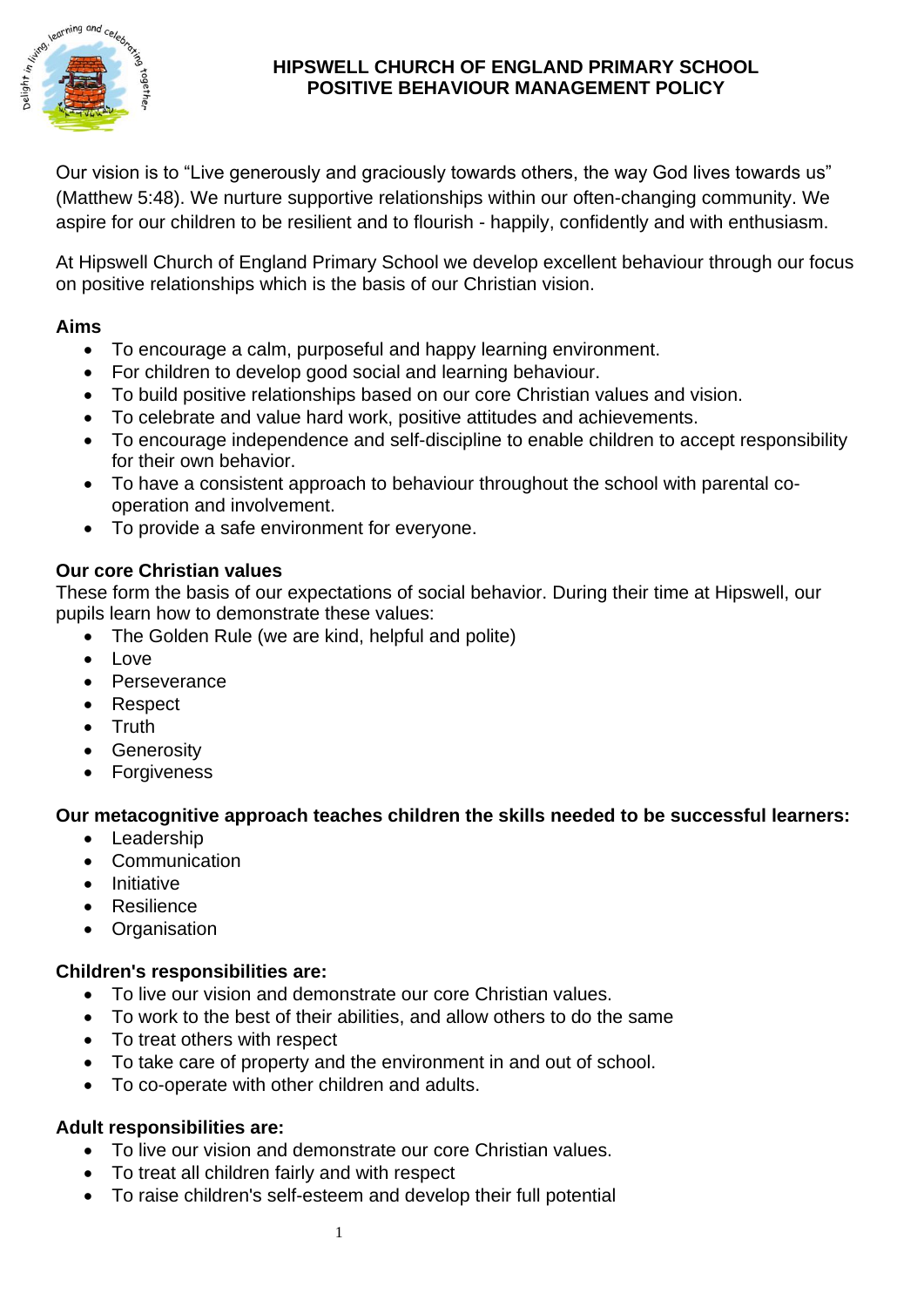# HIPSWELL CHURCH OF ENGLAND PRIMARY SCHOOL
# POSITIVE BEHAVIOUR MANAGEMENT POLICY

Our vision is to "Live generously and graciously towards others, the way God lives towards us" (Matthew 5:48). We nurture supportive relationships within our often-changing community. We aspire for our children to be resilient and to flourish - happily, confidently and with enthusiasm.

At Hipswell Church of England Primary School we develop excellent behaviour through our focus on positive relationships which is the basis of our Christian vision.

**Aims**

- To encourage a calm, purposeful and happy learning environment.
- For children to develop good social and learning behaviour.
- To build positive relationships based on our core Christian values and vision.
- To celebrate and value hard work, positive attitudes and achievements.
- To encourage independence and self-discipline to enable children to accept responsibility for their own behavior.
- To have a consistent approach to behaviour throughout the school with parental co-operation and involvement.
- To provide a safe environment for everyone.

**Our core Christian values**

These form the basis of our expectations of social behavior. During their time at Hipswell, our pupils learn how to demonstrate these values:

- The Golden Rule (we are kind, helpful and polite)
- Love
- Perseverance
- Respect
- Truth
- Generosity
- Forgiveness

**Our metacognitive approach teaches children the skills needed to be successful learners:**

- Leadership
- Communication
- Initiative
- Resilience
- Organisation

**Children's responsibilities are:**

- To live our vision and demonstrate our core Christian values.
- To work to the best of their abilities, and allow others to do the same
- To treat others with respect
- To take care of property and the environment in and out of school.
- To co-operate with other children and adults.

**Adult responsibilities are:**

- To live our vision and demonstrate our core Christian values.
- To treat all children fairly and with respect
- To raise children's self-esteem and develop their full potential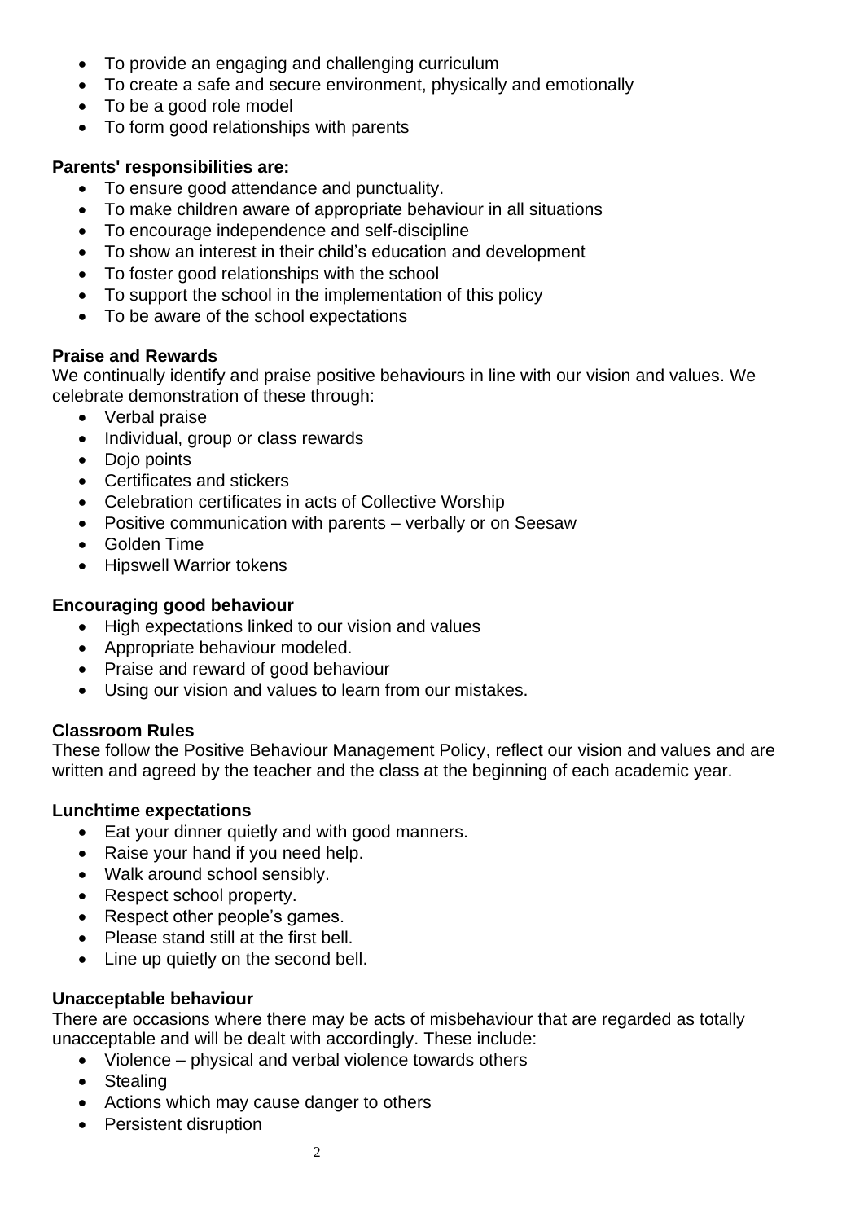- To provide an engaging and challenging curriculum
- To create a safe and secure environment, physically and emotionally
- To be a good role model
- To form good relationships with parents

**Parents' responsibilities are:**

- To ensure good attendance and punctuality.
- To make children aware of appropriate behaviour in all situations
- To encourage independence and self-discipline
- To show an interest in their child's education and development
- To foster good relationships with the school
- To support the school in the implementation of this policy
- To be aware of the school expectations

**Praise and Rewards**

We continually identify and praise positive behaviours in line with our vision and values. We celebrate demonstration of these through:

- Verbal praise
- Individual, group or class rewards
- Dojo points
- Certificates and stickers
- Celebration certificates in acts of Collective Worship
- Positive communication with parents – verbally or on Seesaw
- Golden Time
- Hipswell Warrior tokens

**Encouraging good behaviour**

- High expectations linked to our vision and values
- Appropriate behaviour modeled.
- Praise and reward of good behaviour
- Using our vision and values to learn from our mistakes.

**Classroom Rules**

These follow the Positive Behaviour Management Policy, reflect our vision and values and are written and agreed by the teacher and the class at the beginning of each academic year.

**Lunchtime expectations**

- Eat your dinner quietly and with good manners.
- Raise your hand if you need help.
- Walk around school sensibly.
- Respect school property.
- Respect other people's games.
- Please stand still at the first bell.
- Line up quietly on the second bell.

**Unacceptable behaviour**

There are occasions where there may be acts of misbehaviour that are regarded as totally unacceptable and will be dealt with accordingly. These include:

- Violence – physical and verbal violence towards others
- Stealing
- Actions which may cause danger to others
- Persistent disruption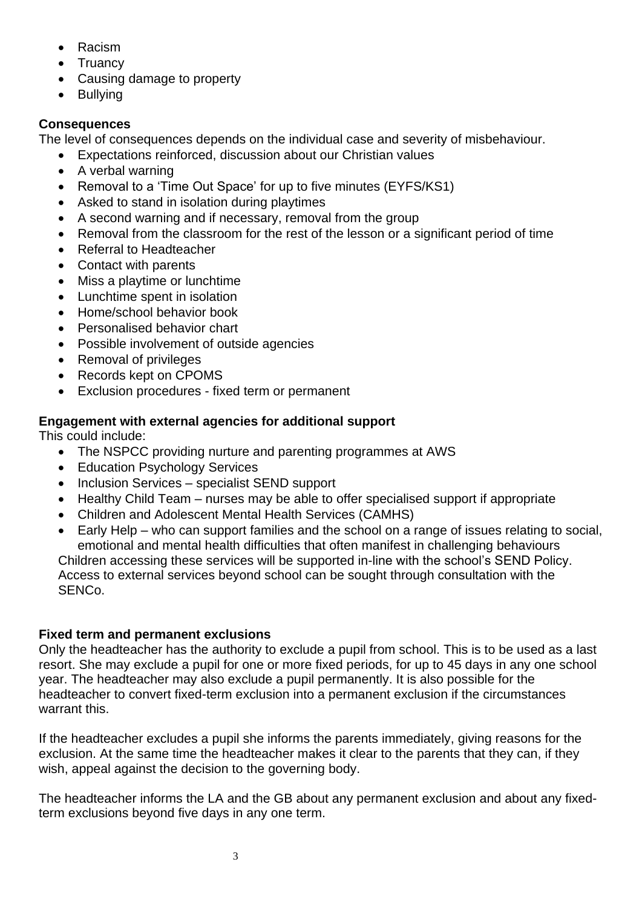- Racism
- Truancy
- Causing damage to property
- Bullying

**Consequences**

The level of consequences depends on the individual case and severity of misbehaviour.

- Expectations reinforced, discussion about our Christian values
- A verbal warning
- Removal to a 'Time Out Space' for up to five minutes (EYFS/KS1)
- Asked to stand in isolation during playtimes
- A second warning and if necessary, removal from the group
- Removal from the classroom for the rest of the lesson or a significant period of time
- Referral to Headteacher
- Contact with parents
- Miss a playtime or lunchtime
- Lunchtime spent in isolation
- Home/school behavior book
- Personalised behavior chart
- Possible involvement of outside agencies
- Removal of privileges
- Records kept on CPOMS
- Exclusion procedures - fixed term or permanent

**Engagement with external agencies for additional support**

This could include:

- The NSPCC providing nurture and parenting programmes at AWS
- Education Psychology Services
- Inclusion Services – specialist SEND support
- Healthy Child Team – nurses may be able to offer specialised support if appropriate
- Children and Adolescent Mental Health Services (CAMHS)
- Early Help – who can support families and the school on a range of issues relating to social, emotional and mental health difficulties that often manifest in challenging behaviours

Children accessing these services will be supported in-line with the school's SEND Policy. Access to external services beyond school can be sought through consultation with the SENCo.

**Fixed term and permanent exclusions**

Only the headteacher has the authority to exclude a pupil from school. This is to be used as a last resort. She may exclude a pupil for one or more fixed periods, for up to 45 days in any one school year. The headteacher may also exclude a pupil permanently. It is also possible for the headteacher to convert fixed-term exclusion into a permanent exclusion if the circumstances warrant this.

If the headteacher excludes a pupil she informs the parents immediately, giving reasons for the exclusion. At the same time the headteacher makes it clear to the parents that they can, if they wish, appeal against the decision to the governing body.

The headteacher informs the LA and the GB about any permanent exclusion and about any fixed-term exclusions beyond five days in any one term.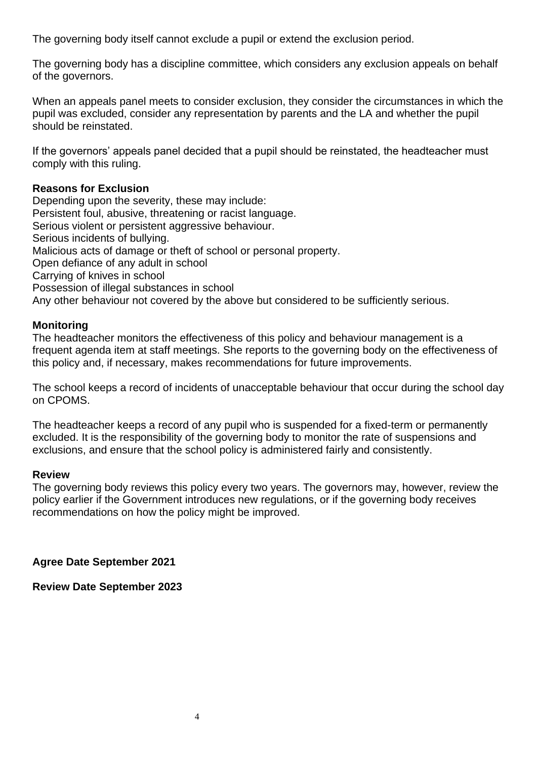The governing body itself cannot exclude a pupil or extend the exclusion period.

The governing body has a discipline committee, which considers any exclusion appeals on behalf of the governors.

When an appeals panel meets to consider exclusion, they consider the circumstances in which the pupil was excluded, consider any representation by parents and the LA and whether the pupil should be reinstated.

If the governors' appeals panel decided that a pupil should be reinstated, the headteacher must comply with this ruling.

**Reasons for Exclusion**

Depending upon the severity, these may include:
Persistent foul, abusive, threatening or racist language.
Serious violent or persistent aggressive behaviour.
Serious incidents of bullying.
Malicious acts of damage or theft of school or personal property.
Open defiance of any adult in school
Carrying of knives in school
Possession of illegal substances in school
Any other behaviour not covered by the above but considered to be sufficiently serious.

**Monitoring**

The headteacher monitors the effectiveness of this policy and behaviour management is a frequent agenda item at staff meetings. She reports to the governing body on the effectiveness of this policy and, if necessary, makes recommendations for future improvements.

The school keeps a record of incidents of unacceptable behaviour that occur during the school day on CPOMS.

The headteacher keeps a record of any pupil who is suspended for a fixed-term or permanently excluded. It is the responsibility of the governing body to monitor the rate of suspensions and exclusions, and ensure that the school policy is administered fairly and consistently.

**Review**

The governing body reviews this policy every two years. The governors may, however, review the policy earlier if the Government introduces new regulations, or if the governing body receives recommendations on how the policy might be improved.

**Agree Date September 2021**

**Review Date September 2023**